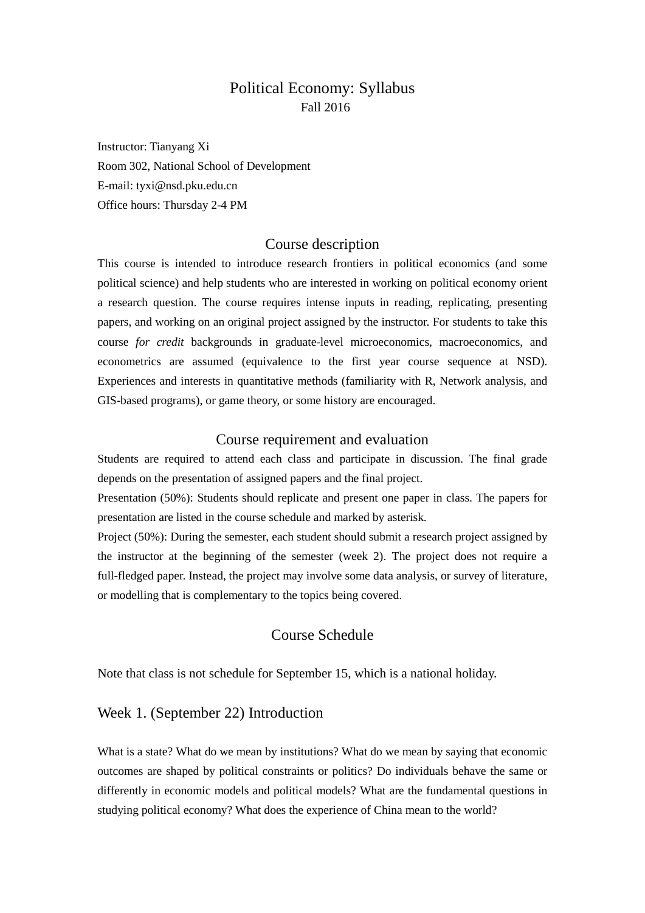# Political Economy: Syllabus

Fall 2016

Instructor: Tianyang Xi
Room 302, National School of Development
E-mail: tyxi@nsd.pku.edu.cn
Office hours: Thursday 2-4 PM

## Course description

This course is intended to introduce research frontiers in political economics (and some political science) and help students who are interested in working on political economy orient a research question. The course requires intense inputs in reading, replicating, presenting papers, and working on an original project assigned by the instructor. For students to take this course *for credit* backgrounds in graduate-level microeconomics, macroeconomics, and econometrics are assumed (equivalence to the first year course sequence at NSD). Experiences and interests in quantitative methods (familiarity with R, Network analysis, and GIS-based programs), or game theory, or some history are encouraged.

## Course requirement and evaluation

Students are required to attend each class and participate in discussion. The final grade depends on the presentation of assigned papers and the final project.

Presentation (50%): Students should replicate and present one paper in class. The papers for presentation are listed in the course schedule and marked by asterisk.

Project (50%): During the semester, each student should submit a research project assigned by the instructor at the beginning of the semester (week 2). The project does not require a full-fledged paper. Instead, the project may involve some data analysis, or survey of literature, or modelling that is complementary to the topics being covered.

## Course Schedule

Note that class is not schedule for September 15, which is a national holiday.

### Week 1. (September 22) Introduction

What is a state? What do we mean by institutions? What do we mean by saying that economic outcomes are shaped by political constraints or politics? Do individuals behave the same or differently in economic models and political models? What are the fundamental questions in studying political economy? What does the experience of China mean to the world?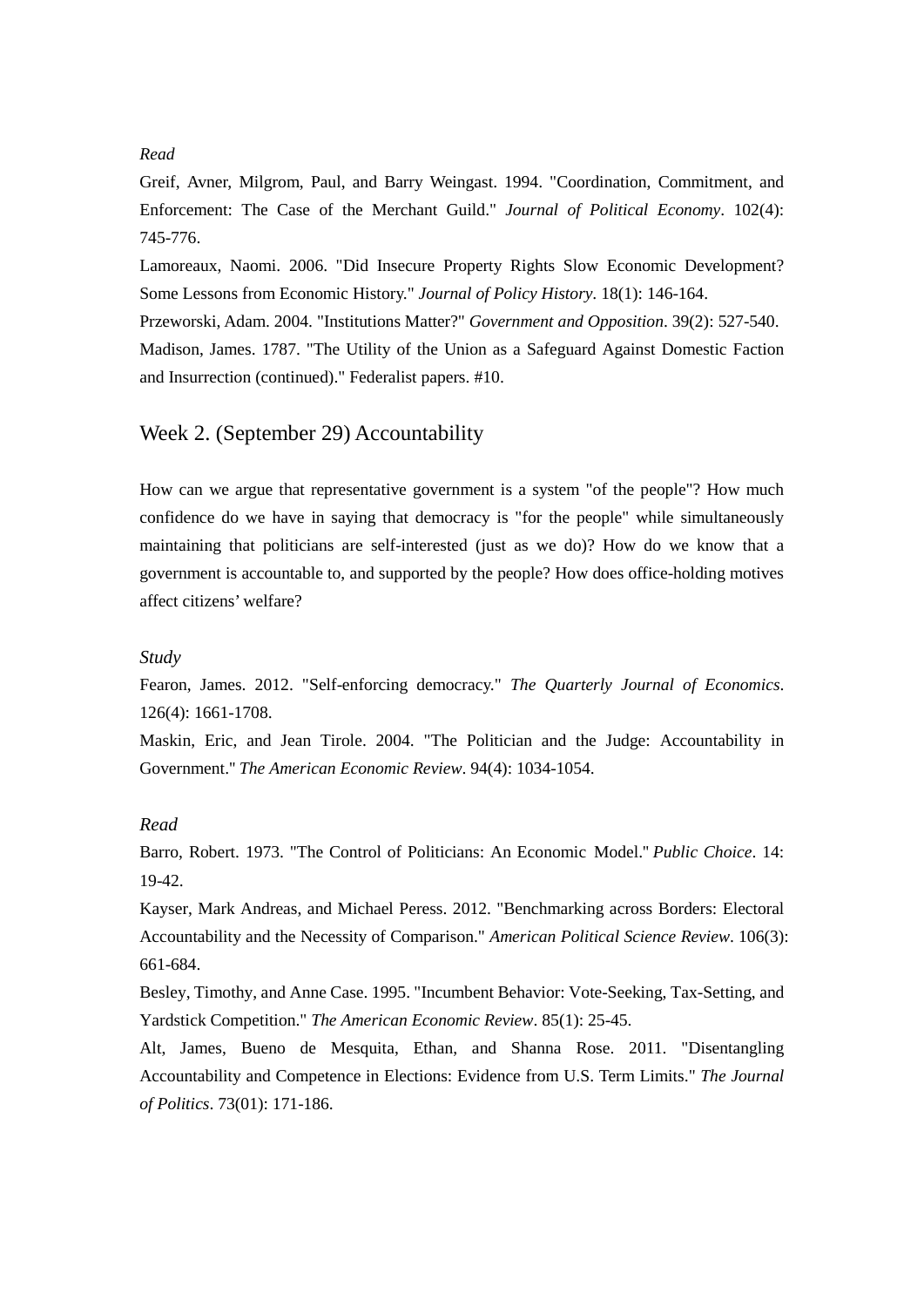*Read*

Greif, Avner, Milgrom, Paul, and Barry Weingast. 1994. "Coordination, Commitment, and Enforcement: The Case of the Merchant Guild." *Journal of Political Economy*. 102(4): 745-776.

Lamoreaux, Naomi. 2006. "Did Insecure Property Rights Slow Economic Development? Some Lessons from Economic History." *Journal of Policy History*. 18(1): 146-164.

Przeworski, Adam. 2004. "Institutions Matter?" *Government and Opposition*. 39(2): 527-540.

Madison, James. 1787. "The Utility of the Union as a Safeguard Against Domestic Faction and Insurrection (continued)." Federalist papers. #10.

## Week 2. (September 29) Accountability

How can we argue that representative government is a system "of the people"? How much confidence do we have in saying that democracy is "for the people" while simultaneously maintaining that politicians are self-interested (just as we do)? How do we know that a government is accountable to, and supported by the people? How does office-holding motives affect citizens' welfare?

*Study*

Fearon, James. 2012. "Self-enforcing democracy." *The Quarterly Journal of Economics*. 126(4): 1661-1708.

Maskin, Eric, and Jean Tirole. 2004. "The Politician and the Judge: Accountability in Government." *The American Economic Review*. 94(4): 1034-1054.

*Read*

Barro, Robert. 1973. "The Control of Politicians: An Economic Model." *Public Choice*. 14: 19-42.

Kayser, Mark Andreas, and Michael Peress. 2012. "Benchmarking across Borders: Electoral Accountability and the Necessity of Comparison." *American Political Science Review*. 106(3): 661-684.

Besley, Timothy, and Anne Case. 1995. "Incumbent Behavior: Vote-Seeking, Tax-Setting, and Yardstick Competition." *The American Economic Review*. 85(1): 25-45.

Alt, James, Bueno de Mesquita, Ethan, and Shanna Rose. 2011. "Disentangling Accountability and Competence in Elections: Evidence from U.S. Term Limits." *The Journal of Politics*. 73(01): 171-186.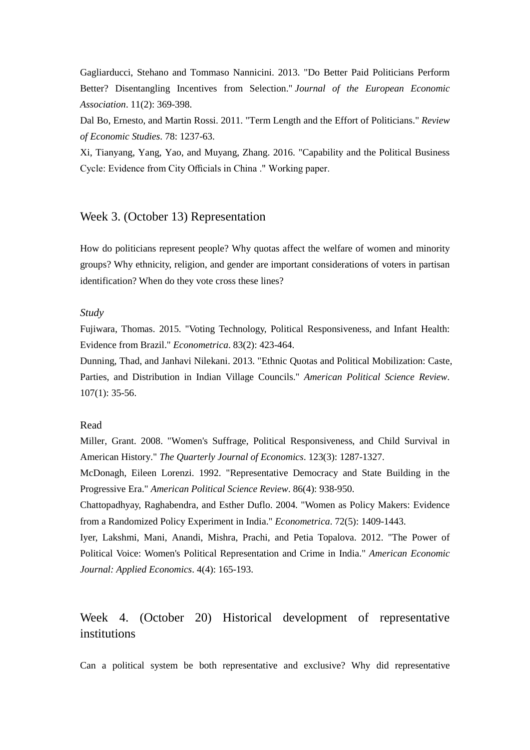Gagliarducci, Stehano and Tommaso Nannicini. 2013. "Do Better Paid Politicians Perform Better? Disentangling Incentives from Selection." *Journal of the European Economic Association*. 11(2): 369-398.

Dal Bo, Ernesto, and Martin Rossi. 2011. "Term Length and the Effort of Politicians." *Review of Economic Studies*. 78: 1237-63.

Xi, Tianyang, Yang, Yao, and Muyang, Zhang. 2016. "Capability and the Political Business Cycle: Evidence from City Officials in China ." Working paper.

## Week 3. (October 13) Representation

How do politicians represent people? Why quotas affect the welfare of women and minority groups? Why ethnicity, religion, and gender are important considerations of voters in partisan identification? When do they vote cross these lines?

*Study*

Fujiwara, Thomas. 2015. "Voting Technology, Political Responsiveness, and Infant Health: Evidence from Brazil." *Econometrica*. 83(2): 423-464.

Dunning, Thad, and Janhavi Nilekani. 2013. "Ethnic Quotas and Political Mobilization: Caste, Parties, and Distribution in Indian Village Councils." *American Political Science Review*. 107(1): 35-56.

Read

Miller, Grant. 2008. "Women's Suffrage, Political Responsiveness, and Child Survival in American History." *The Quarterly Journal of Economics*. 123(3): 1287-1327.

McDonagh, Eileen Lorenzi. 1992. "Representative Democracy and State Building in the Progressive Era." *American Political Science Review*. 86(4): 938-950.

Chattopadhyay, Raghabendra, and Esther Duflo. 2004. "Women as Policy Makers: Evidence from a Randomized Policy Experiment in India." *Econometrica*. 72(5): 1409-1443.

Iyer, Lakshmi, Mani, Anandi, Mishra, Prachi, and Petia Topalova. 2012. "The Power of Political Voice: Women's Political Representation and Crime in India." *American Economic Journal: Applied Economics*. 4(4): 165-193.

## Week 4. (October 20) Historical development of representative institutions

Can a political system be both representative and exclusive? Why did representative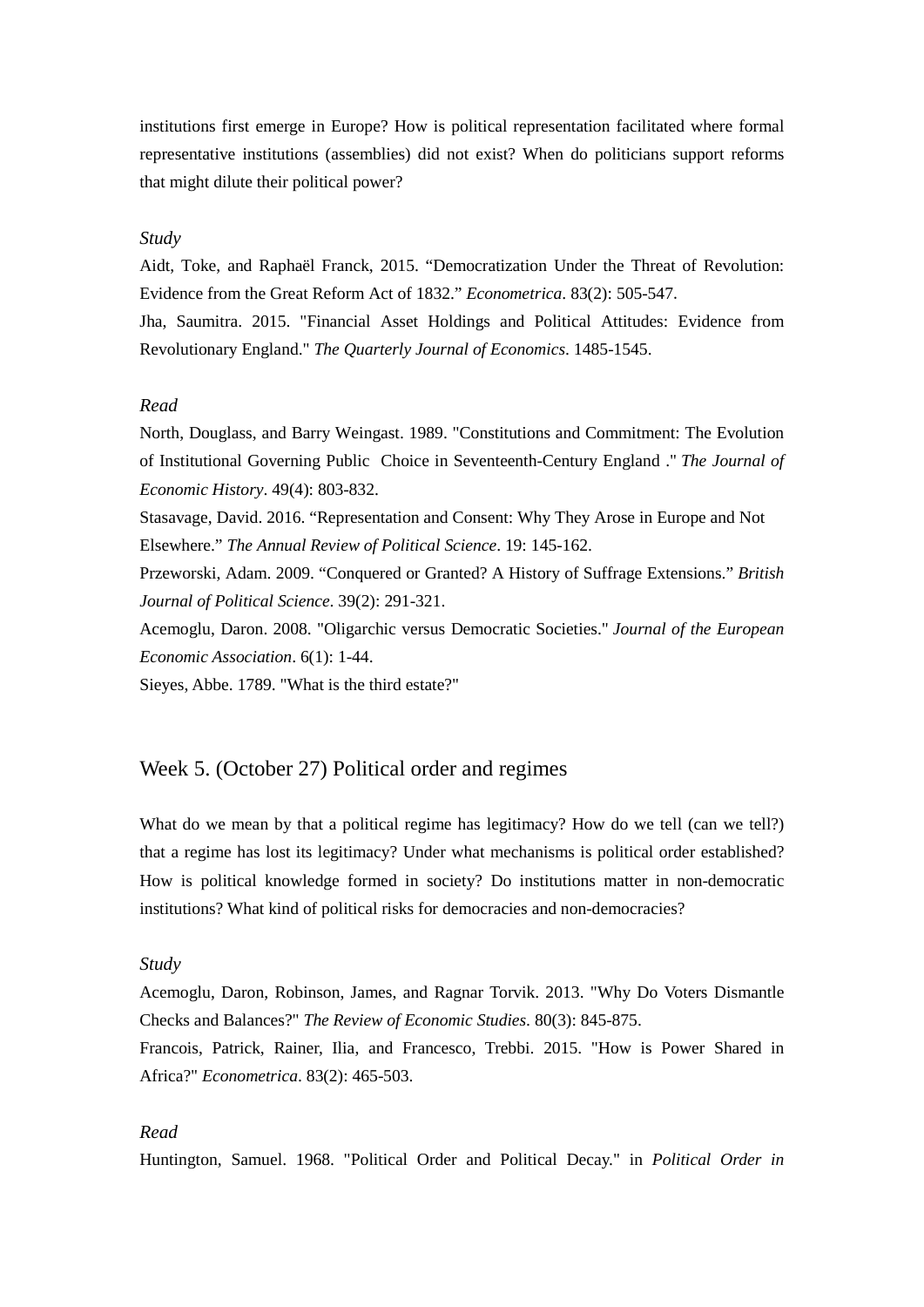institutions first emerge in Europe? How is political representation facilitated where formal representative institutions (assemblies) did not exist? When do politicians support reforms that might dilute their political power?

*Study*

Aidt, Toke, and Raphaël Franck, 2015. "Democratization Under the Threat of Revolution: Evidence from the Great Reform Act of 1832." *Econometrica*. 83(2): 505-547.

Jha, Saumitra. 2015. "Financial Asset Holdings and Political Attitudes: Evidence from Revolutionary England." *The Quarterly Journal of Economics*. 1485-1545.

*Read*

North, Douglass, and Barry Weingast. 1989. "Constitutions and Commitment: The Evolution of Institutional Governing Public Choice in Seventeenth-Century England ." *The Journal of Economic History*. 49(4): 803-832.

Stasavage, David. 2016. "Representation and Consent: Why They Arose in Europe and Not Elsewhere." *The Annual Review of Political Science*. 19: 145-162.

Przeworski, Adam. 2009. "Conquered or Granted? A History of Suffrage Extensions." *British Journal of Political Science*. 39(2): 291-321.

Acemoglu, Daron. 2008. "Oligarchic versus Democratic Societies." *Journal of the European Economic Association*. 6(1): 1-44.

Sieyes, Abbe. 1789. "What is the third estate?"

## Week 5. (October 27) Political order and regimes

What do we mean by that a political regime has legitimacy? How do we tell (can we tell?) that a regime has lost its legitimacy? Under what mechanisms is political order established? How is political knowledge formed in society? Do institutions matter in non-democratic institutions? What kind of political risks for democracies and non-democracies?

*Study*

Acemoglu, Daron, Robinson, James, and Ragnar Torvik. 2013. "Why Do Voters Dismantle Checks and Balances?" *The Review of Economic Studies*. 80(3): 845-875.

Francois, Patrick, Rainer, Ilia, and Francesco, Trebbi. 2015. "How is Power Shared in Africa?" *Econometrica*. 83(2): 465-503.

*Read*

Huntington, Samuel. 1968. "Political Order and Political Decay." in *Political Order in*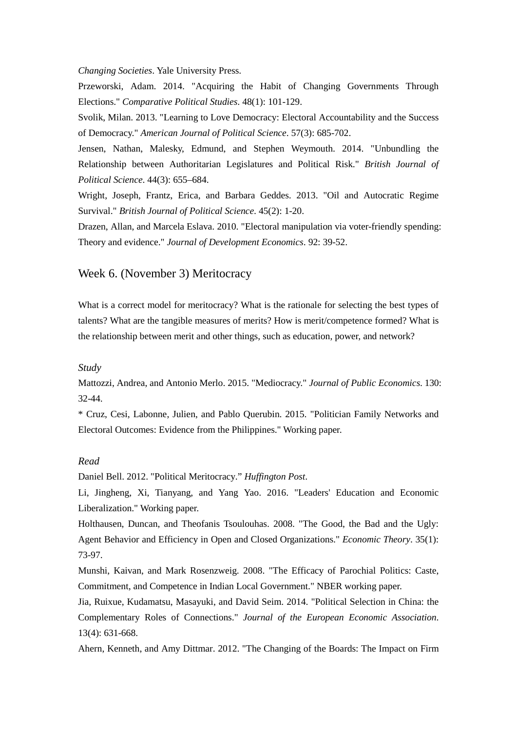*Changing Societies*. Yale University Press.

Przeworski, Adam. 2014. "Acquiring the Habit of Changing Governments Through Elections." *Comparative Political Studies*. 48(1): 101-129.

Svolik, Milan. 2013. "Learning to Love Democracy: Electoral Accountability and the Success of Democracy." *American Journal of Political Science*. 57(3): 685-702.

Jensen, Nathan, Malesky, Edmund, and Stephen Weymouth. 2014. "Unbundling the Relationship between Authoritarian Legislatures and Political Risk." *British Journal of Political Science*. 44(3): 655–684.

Wright, Joseph, Frantz, Erica, and Barbara Geddes. 2013. "Oil and Autocratic Regime Survival." *British Journal of Political Science*. 45(2): 1-20.

Drazen, Allan, and Marcela Eslava. 2010. "Electoral manipulation via voter-friendly spending: Theory and evidence." *Journal of Development Economics*. 92: 39-52.

## Week 6. (November 3) Meritocracy

What is a correct model for meritocracy? What is the rationale for selecting the best types of talents? What are the tangible measures of merits? How is merit/competence formed? What is the relationship between merit and other things, such as education, power, and network?

*Study*

Mattozzi, Andrea, and Antonio Merlo. 2015. "Mediocracy." *Journal of Public Economics*. 130: 32-44.

* Cruz, Cesi, Labonne, Julien, and Pablo Querubin. 2015. "Politician Family Networks and Electoral Outcomes: Evidence from the Philippines." Working paper.

*Read*

Daniel Bell. 2012. "Political Meritocracy." *Huffington Post*.

Li, Jingheng, Xi, Tianyang, and Yang Yao. 2016. "Leaders' Education and Economic Liberalization." Working paper.

Holthausen, Duncan, and Theofanis Tsoulouhas. 2008. "The Good, the Bad and the Ugly: Agent Behavior and Efficiency in Open and Closed Organizations." *Economic Theory*. 35(1): 73-97.

Munshi, Kaivan, and Mark Rosenzweig. 2008. "The Efficacy of Parochial Politics: Caste, Commitment, and Competence in Indian Local Government." NBER working paper.

Jia, Ruixue, Kudamatsu, Masayuki, and David Seim. 2014. "Political Selection in China: the Complementary Roles of Connections." *Journal of the European Economic Association*. 13(4): 631-668.

Ahern, Kenneth, and Amy Dittmar. 2012. "The Changing of the Boards: The Impact on Firm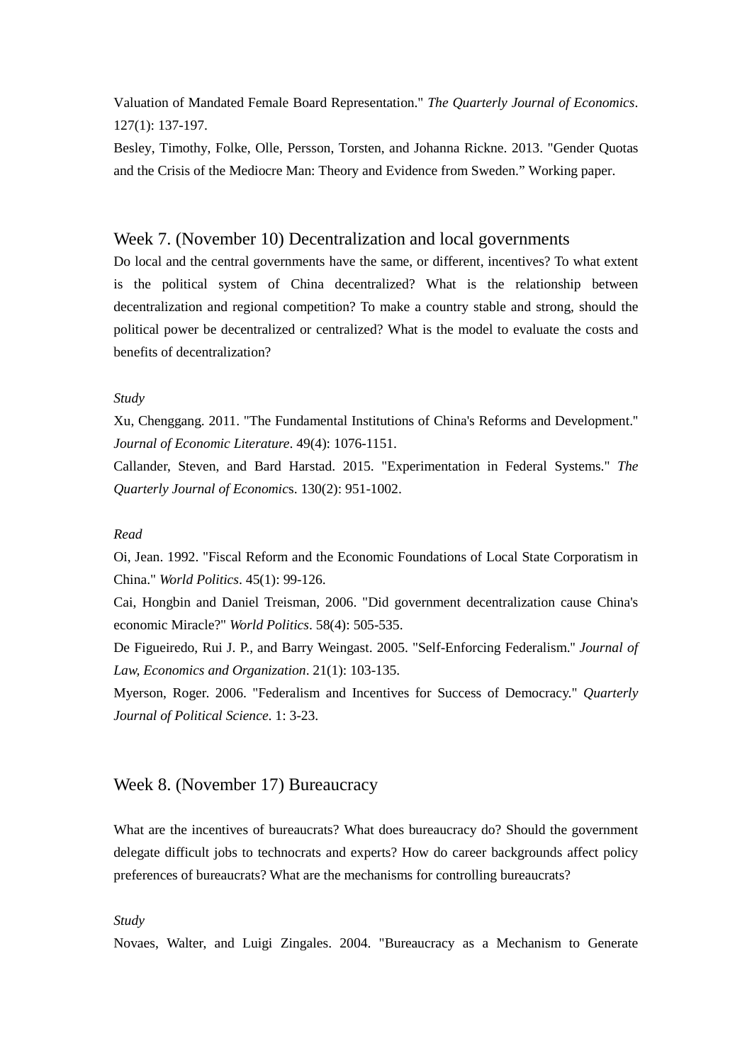Valuation of Mandated Female Board Representation." *The Quarterly Journal of Economics*. 127(1): 137-197.

Besley, Timothy, Folke, Olle, Persson, Torsten, and Johanna Rickne. 2013. "Gender Quotas and the Crisis of the Mediocre Man: Theory and Evidence from Sweden." Working paper.

## Week 7. (November 10) Decentralization and local governments

Do local and the central governments have the same, or different, incentives? To what extent is the political system of China decentralized? What is the relationship between decentralization and regional competition? To make a country stable and strong, should the political power be decentralized or centralized? What is the model to evaluate the costs and benefits of decentralization?

*Study*

Xu, Chenggang. 2011. "The Fundamental Institutions of China's Reforms and Development." *Journal of Economic Literature*. 49(4): 1076-1151.

Callander, Steven, and Bard Harstad. 2015. "Experimentation in Federal Systems." *The Quarterly Journal of Economic*s. 130(2): 951-1002.

*Read*

Oi, Jean. 1992. "Fiscal Reform and the Economic Foundations of Local State Corporatism in China." *World Politics*. 45(1): 99-126.

Cai, Hongbin and Daniel Treisman, 2006. "Did government decentralization cause China's economic Miracle?" *World Politics*. 58(4): 505-535.

De Figueiredo, Rui J. P., and Barry Weingast. 2005. "Self-Enforcing Federalism." *Journal of Law, Economics and Organization*. 21(1): 103-135.

Myerson, Roger. 2006. "Federalism and Incentives for Success of Democracy." *Quarterly Journal of Political Science*. 1: 3-23.

## Week 8. (November 17) Bureaucracy

What are the incentives of bureaucrats? What does bureaucracy do? Should the government delegate difficult jobs to technocrats and experts? How do career backgrounds affect policy preferences of bureaucrats? What are the mechanisms for controlling bureaucrats?

*Study*

Novaes, Walter, and Luigi Zingales. 2004. "Bureaucracy as a Mechanism to Generate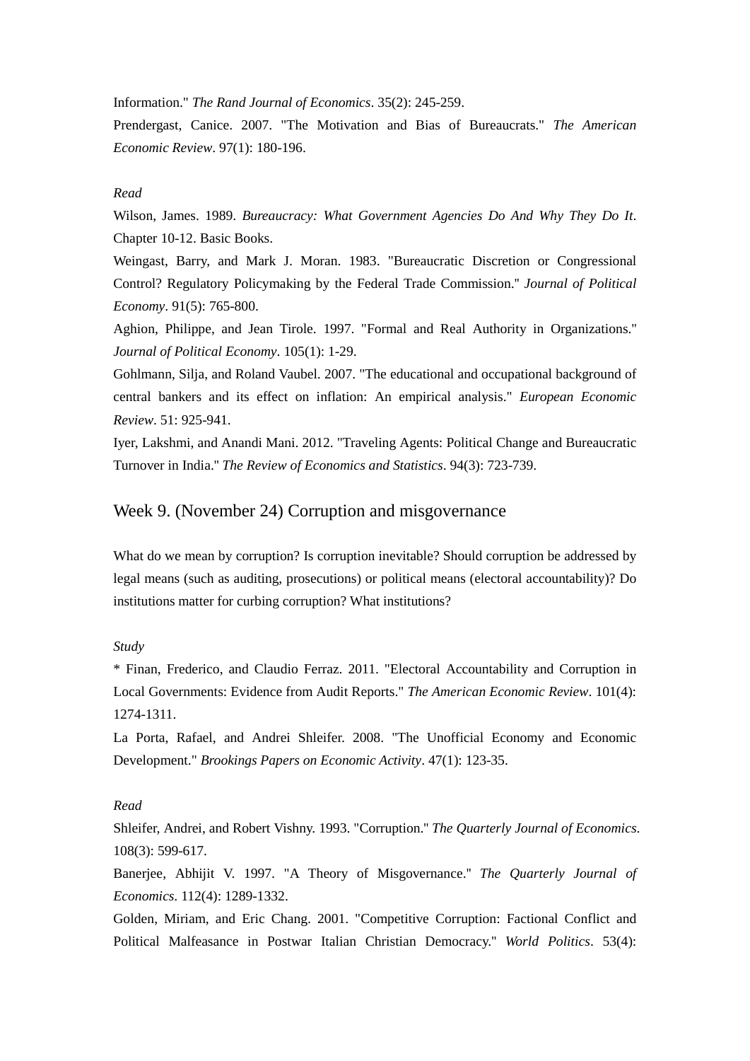Information." *The Rand Journal of Economics*. 35(2): 245-259.

Prendergast, Canice. 2007. "The Motivation and Bias of Bureaucrats." *The American Economic Review*. 97(1): 180-196.

*Read*

Wilson, James. 1989. *Bureaucracy: What Government Agencies Do And Why They Do It*. Chapter 10-12. Basic Books.

Weingast, Barry, and Mark J. Moran. 1983. "Bureaucratic Discretion or Congressional Control? Regulatory Policymaking by the Federal Trade Commission." *Journal of Political Economy*. 91(5): 765-800.

Aghion, Philippe, and Jean Tirole. 1997. "Formal and Real Authority in Organizations." *Journal of Political Economy*. 105(1): 1-29.

Gohlmann, Silja, and Roland Vaubel. 2007. "The educational and occupational background of central bankers and its effect on inflation: An empirical analysis." *European Economic Review*. 51: 925-941.

Iyer, Lakshmi, and Anandi Mani. 2012. "Traveling Agents: Political Change and Bureaucratic Turnover in India." *The Review of Economics and Statistics*. 94(3): 723-739.

## Week 9. (November 24) Corruption and misgovernance

What do we mean by corruption? Is corruption inevitable? Should corruption be addressed by legal means (such as auditing, prosecutions) or political means (electoral accountability)? Do institutions matter for curbing corruption? What institutions?

*Study*

* Finan, Frederico, and Claudio Ferraz. 2011. "Electoral Accountability and Corruption in Local Governments: Evidence from Audit Reports." *The American Economic Review*. 101(4): 1274-1311.

La Porta, Rafael, and Andrei Shleifer. 2008. "The Unofficial Economy and Economic Development." *Brookings Papers on Economic Activity*. 47(1): 123-35.

*Read*

Shleifer, Andrei, and Robert Vishny. 1993. "Corruption." *The Quarterly Journal of Economics*. 108(3): 599-617.

Banerjee, Abhijit V. 1997. "A Theory of Misgovernance." *The Quarterly Journal of Economics*. 112(4): 1289-1332.

Golden, Miriam, and Eric Chang. 2001. "Competitive Corruption: Factional Conflict and Political Malfeasance in Postwar Italian Christian Democracy." *World Politics*. 53(4):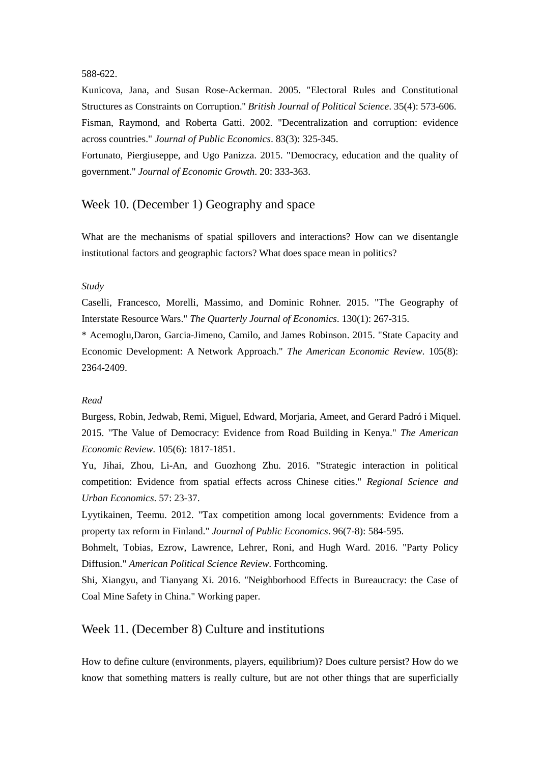588-622.

Kunicova, Jana, and Susan Rose-Ackerman. 2005. "Electoral Rules and Constitutional Structures as Constraints on Corruption." *British Journal of Political Science*. 35(4): 573-606.

Fisman, Raymond, and Roberta Gatti. 2002. "Decentralization and corruption: evidence across countries." *Journal of Public Economics*. 83(3): 325-345.

Fortunato, Piergiuseppe, and Ugo Panizza. 2015. "Democracy, education and the quality of government." *Journal of Economic Growth*. 20: 333-363.

## Week 10. (December 1) Geography and space

What are the mechanisms of spatial spillovers and interactions? How can we disentangle institutional factors and geographic factors? What does space mean in politics?

*Study*

Caselli, Francesco, Morelli, Massimo, and Dominic Rohner. 2015. "The Geography of Interstate Resource Wars." *The Quarterly Journal of Economics*. 130(1): 267-315.

* Acemoglu,Daron, Garcia-Jimeno, Camilo, and James Robinson. 2015. "State Capacity and Economic Development: A Network Approach." *The American Economic Review*. 105(8): 2364-2409.

*Read*

Burgess, Robin, Jedwab, Remi, Miguel, Edward, Morjaria, Ameet, and Gerard Padró i Miquel. 2015. "The Value of Democracy: Evidence from Road Building in Kenya." *The American Economic Review*. 105(6): 1817-1851.

Yu, Jihai, Zhou, Li-An, and Guozhong Zhu. 2016. "Strategic interaction in political competition: Evidence from spatial effects across Chinese cities." *Regional Science and Urban Economics*. 57: 23-37.

Lyytikainen, Teemu. 2012. "Tax competition among local governments: Evidence from a property tax reform in Finland." *Journal of Public Economics*. 96(7-8): 584-595.

Bohmelt, Tobias, Ezrow, Lawrence, Lehrer, Roni, and Hugh Ward. 2016. "Party Policy Diffusion." *American Political Science Review*. Forthcoming.

Shi, Xiangyu, and Tianyang Xi. 2016. "Neighborhood Effects in Bureaucracy: the Case of Coal Mine Safety in China." Working paper.

## Week 11. (December 8) Culture and institutions

How to define culture (environments, players, equilibrium)? Does culture persist? How do we know that something matters is really culture, but are not other things that are superficially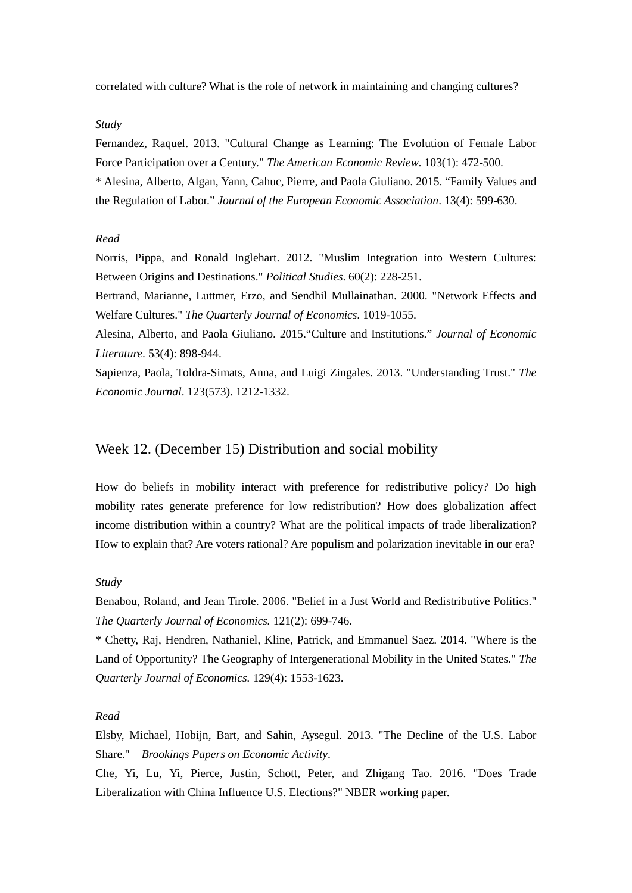correlated with culture? What is the role of network in maintaining and changing cultures?

*Study*

Fernandez, Raquel. 2013. "Cultural Change as Learning: The Evolution of Female Labor Force Participation over a Century." *The American Economic Review*. 103(1): 472-500.

* Alesina, Alberto, Algan, Yann, Cahuc, Pierre, and Paola Giuliano. 2015. "Family Values and the Regulation of Labor." *Journal of the European Economic Association*. 13(4): 599-630.

*Read*

Norris, Pippa, and Ronald Inglehart. 2012. "Muslim Integration into Western Cultures: Between Origins and Destinations." *Political Studies*. 60(2): 228-251.

Bertrand, Marianne, Luttmer, Erzo, and Sendhil Mullainathan. 2000. "Network Effects and Welfare Cultures." *The Quarterly Journal of Economics*. 1019-1055.

Alesina, Alberto, and Paola Giuliano. 2015."Culture and Institutions." *Journal of Economic Literature*. 53(4): 898-944.

Sapienza, Paola, Toldra-Simats, Anna, and Luigi Zingales. 2013. "Understanding Trust." *The Economic Journal*. 123(573). 1212-1332.

## Week 12. (December 15) Distribution and social mobility

How do beliefs in mobility interact with preference for redistributive policy? Do high mobility rates generate preference for low redistribution? How does globalization affect income distribution within a country? What are the political impacts of trade liberalization? How to explain that? Are voters rational? Are populism and polarization inevitable in our era?

*Study*

Benabou, Roland, and Jean Tirole. 2006. "Belief in a Just World and Redistributive Politics." *The Quarterly Journal of Economics.* 121(2): 699-746.

* Chetty, Raj, Hendren, Nathaniel, Kline, Patrick, and Emmanuel Saez. 2014. "Where is the Land of Opportunity? The Geography of Intergenerational Mobility in the United States." *The Quarterly Journal of Economics.* 129(4): 1553-1623.

*Read*

Elsby, Michael, Hobijn, Bart, and Sahin, Aysegul. 2013. "The Decline of the U.S. Labor Share." *Brookings Papers on Economic Activity*.

Che, Yi, Lu, Yi, Pierce, Justin, Schott, Peter, and Zhigang Tao. 2016. "Does Trade Liberalization with China Influence U.S. Elections?" NBER working paper.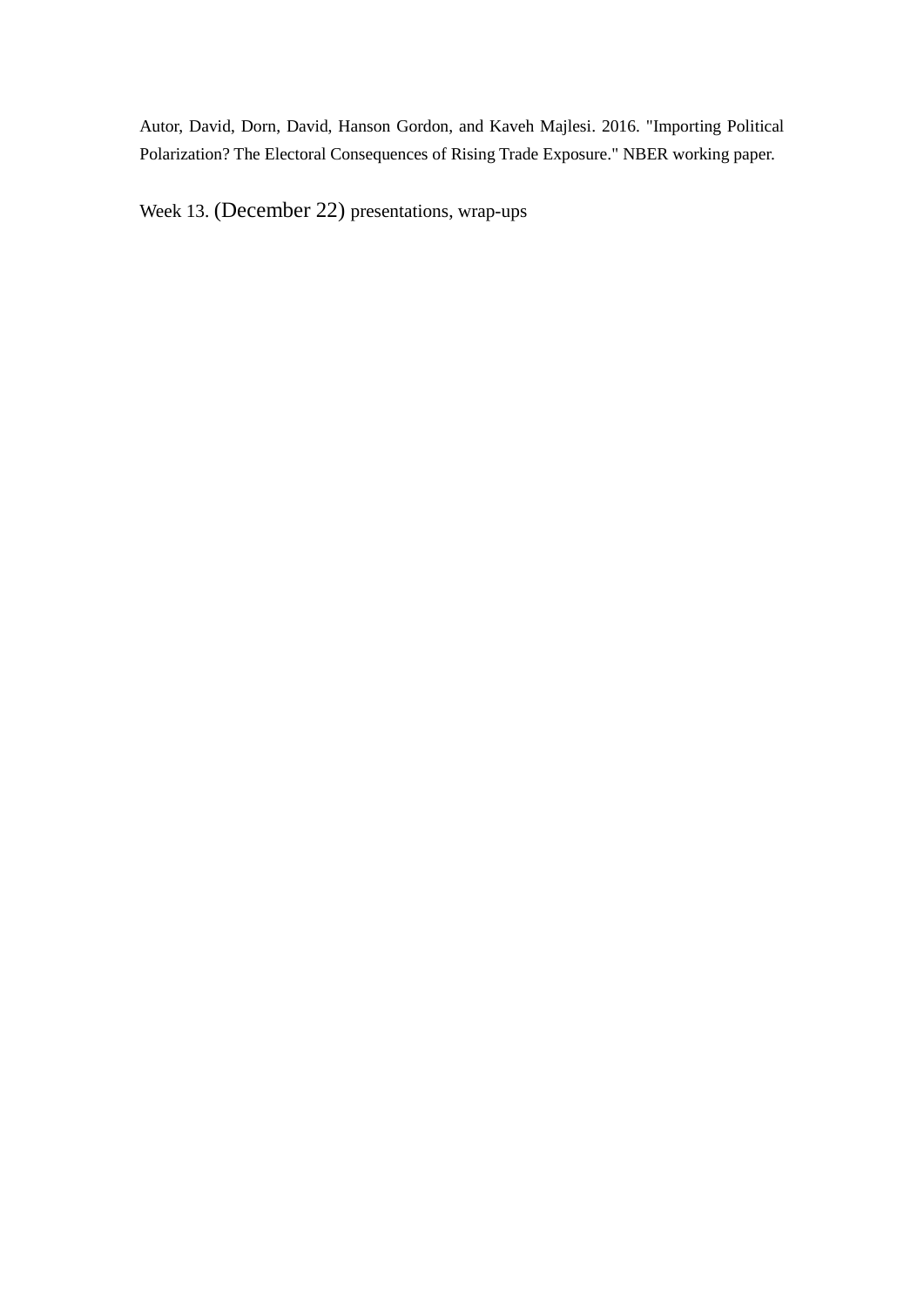Autor, David, Dorn, David, Hanson Gordon, and Kaveh Majlesi. 2016. "Importing Political Polarization? The Electoral Consequences of Rising Trade Exposure." NBER working paper.

Week 13. (December 22) presentations, wrap-ups